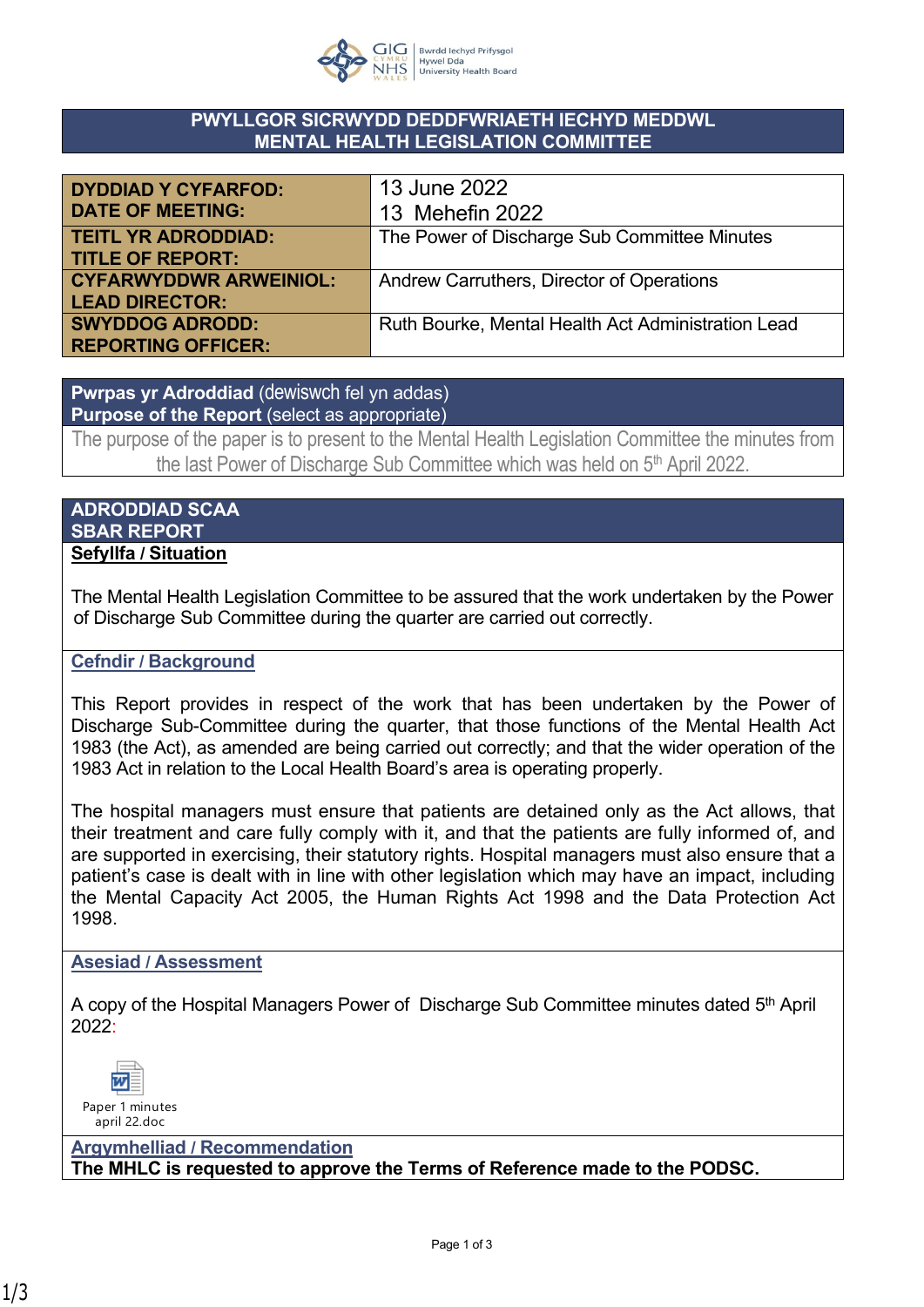## PWYLLGOR SICRWYDD DEDDFWRIAETH IECHYD MEDDWL
## MENTAL HEALTH LEGISLATION COMMITTEE

| | |
|---|---|
| **DYDDIAD Y CYFARFOD: DATE OF MEETING:** | 13 June 2022<br>13 Mehefin 2022 |
| **TEITL YR ADRODDIAD: TITLE OF REPORT:** | The Power of Discharge Sub Committee Minutes |
| **CYFARWYDDWR ARWEINIOL: LEAD DIRECTOR:** | Andrew Carruthers, Director of Operations |
| **SWYDDOG ADRODD: REPORTING OFFICER:** | Ruth Bourke, Mental Health Act Administration Lead |

**Pwrpas yr Adroddiad** (dewiswch fel yn addas)
**Purpose of the Report** (select as appropriate)

The purpose of the paper is to present to the Mental Health Legislation Committee the minutes from the last Power of Discharge Sub Committee which was held on 5th April 2022.

## ADRODDIAD SCAA
## SBAR REPORT

**Sefyllfa / Situation**

The Mental Health Legislation Committee to be assured that the work undertaken by the Power of Discharge Sub Committee during the quarter are carried out correctly.

**Cefndir / Background**

This Report provides in respect of the work that has been undertaken by the Power of Discharge Sub-Committee during the quarter, that those functions of the Mental Health Act 1983 (the Act), as amended are being carried out correctly; and that the wider operation of the 1983 Act in relation to the Local Health Board's area is operating properly.

The hospital managers must ensure that patients are detained only as the Act allows, that their treatment and care fully comply with it, and that the patients are fully informed of, and are supported in exercising, their statutory rights. Hospital managers must also ensure that a patient's case is dealt with in line with other legislation which may have an impact, including the Mental Capacity Act 2005, the Human Rights Act 1998 and the Data Protection Act 1998.

**Asesiad / Assessment**

A copy of the Hospital Managers Power of Discharge Sub Committee minutes dated 5th April 2022:

Paper 1 minutes april 22.doc

**Argymhelliad / Recommendation**

**The MHLC is requested to approve the Terms of Reference made to the PODSC.**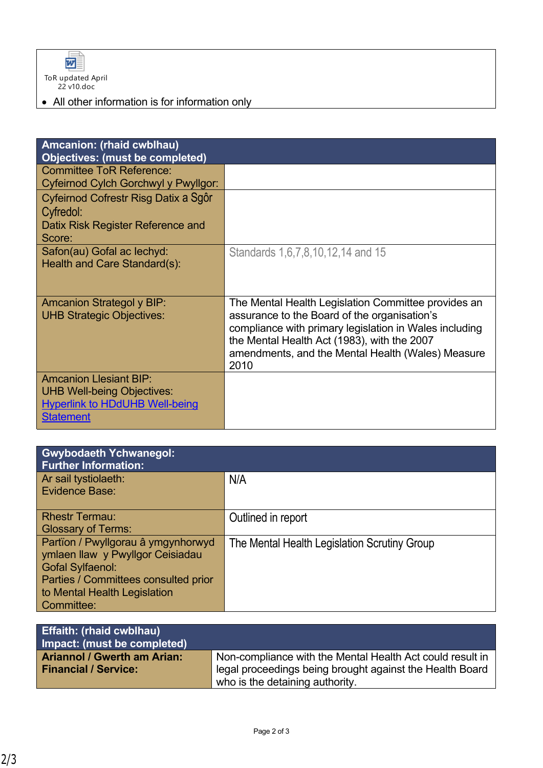ToR updated April 22 v10.doc

- All other information is for information only

| Amcanion: (rhaid cwblhau)<br>Objectives: (must be completed) | |
|---|---|
| Committee ToR Reference:<br>Cyfeirnod Cylch Gorchwyl y Pwyllgor: | |
| Cyfeirnod Cofrestr Risg Datix a Sgôr Cyfredol:<br>Datix Risk Register Reference and Score: | |
| Safon(au) Gofal ac Iechyd:<br>Health and Care Standard(s): | Standards 1,6,7,8,10,12,14 and 15 |
| Amcanion Strategol y BIP:<br>UHB Strategic Objectives: | The Mental Health Legislation Committee provides an assurance to the Board of the organisation's compliance with primary legislation in Wales including the Mental Health Act (1983), with the 2007 amendments, and the Mental Health (Wales) Measure 2010 |
| Amcanion Llesiant BIP:<br>UHB Well-being Objectives:<br>Hyperlink to HDdUHB Well-being Statement | |

| Gwybodaeth Ychwanegol:<br>Further Information: | |
|---|---|
| Ar sail tystiolaeth:<br>Evidence Base: | N/A |
| Rhestr Termau:<br>Glossary of Terms: | Outlined in report |
| Partïon / Pwyllgorau â ymgynhorwyd ymlaen llaw y Pwyllgor Ceisiadau Gofal Sylfaenol:<br>Parties / Committees consulted prior to Mental Health Legislation Committee: | The Mental Health Legislation Scrutiny Group |

| Effaith: (rhaid cwblhau)<br>Impact: (must be completed) | |
|---|---|
| **Ariannol / Gwerth am Arian:<br>Financial / Service:** | Non-compliance with the Mental Health Act could result in legal proceedings being brought against the Health Board who is the detaining authority. |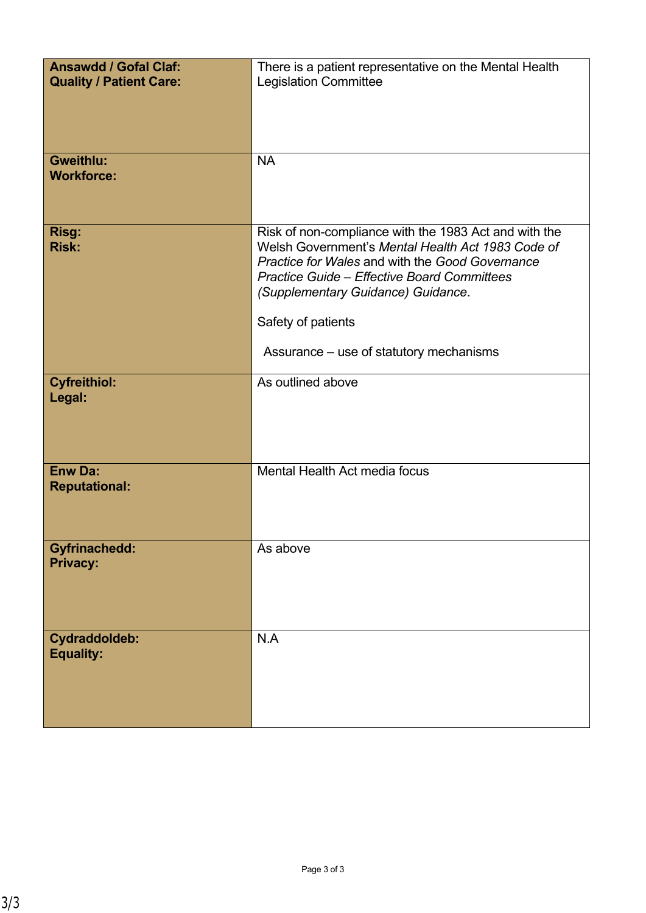| | |
|---|---|
| **Ansawdd / Gofal Claf:**<br>**Quality / Patient Care:** | There is a patient representative on the Mental Health Legislation Committee |
| **Gweithlu:**<br>**Workforce:** | NA |
| **Risg:**<br>**Risk:** | Risk of non-compliance with the 1983 Act and with the Welsh Government's *Mental Health Act 1983 Code of Practice for Wales* and with the *Good Governance Practice Guide – Effective Board Committees (Supplementary Guidance) Guidance*.<br><br>Safety of patients<br><br>Assurance – use of statutory mechanisms |
| **Cyfreithiol:**<br>**Legal:** | As outlined above |
| **Enw Da:**<br>**Reputational:** | Mental Health Act media focus |
| **Gyfrinachedd:**<br>**Privacy:** | As above |
| **Cydraddoldeb:**<br>**Equality:** | N.A |